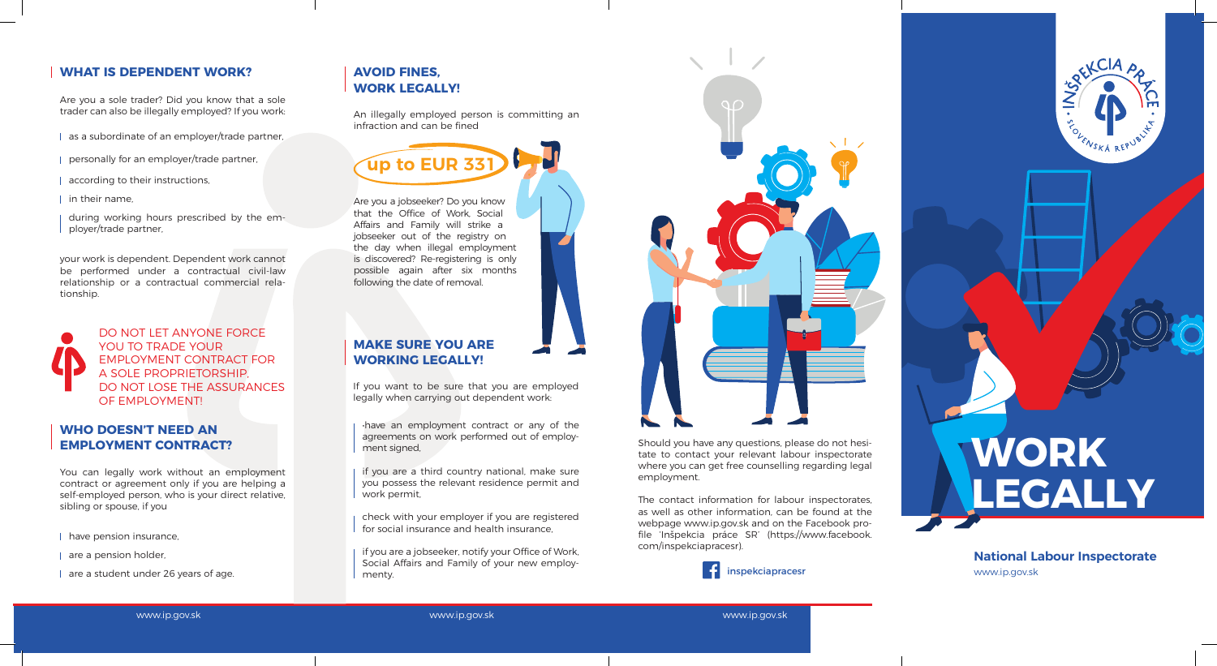## WHAT IS DEPENDENT WORK?

Are you a sole trader? Did you know that a sole trader can also be illegally employed? If you work:

- as a subordinate of an employer/trade partner,
- personally for an employer/trade partner,
- according to their instructions,
- in their name,
- during working hours prescribed by the employer/trade partner,

your work is dependent. Dependent work cannot be performed under a contractual civil-law relationship or a contractual commercial relationship.

DO NOT LET ANYONE FORCE YOU TO TRADE YOUR EMPLOYMENT CONTRACT FOR A SOLE PROPRIETORSHIP. DO NOT LOSE THE ASSURANCES OF EMPLOYMENT!

## WHO DOESN'T NEED AN EMPLOYMENT CONTRACT?

You can legally work without an employment contract or agreement only if you are helping a self-employed person, who is your direct relative, sibling or spouse, if you

- have pension insurance,
- are a pension holder,
- are a student under 26 years of age.

## AVOID FINES, WORK LEGALLY!

An illegally employed person is committing an infraction and can be fined

**up to EUR 331**

Are you a jobseeker? Do you know that the Office of Work, Social Affairs and Family will strike a jobseeker out of the registry on the day when illegal employment is discovered? Re-registering is only possible again after six months following the date of removal.

## MAKE SURE YOU ARE WORKING LEGALLY!

If you want to be sure that you are employed legally when carrying out dependent work:

- have an employment contract or any of the agreements on work performed out of employment signed,
- if you are a third country national, make sure you possess the relevant residence permit and work permit,
- check with your employer if you are registered for social insurance and health insurance,
- if you are a jobseeker, notify your Office of Work, Social Affairs and Family of your new employmenty.

Should you have any questions, please do not hesitate to contact your relevant labour inspectorate where you can get free counselling regarding legal employment.

The contact information for labour inspectorates, as well as other information, can be found at the webpage www.ip.gov.sk and on the Facebook profile 'Inšpekcia práce SR' (https://www.facebook.com/inspekciapracesr).

inspekciapracesr

# WORK LEGALLY

**National Labour Inspectorate**
www.ip.gov.sk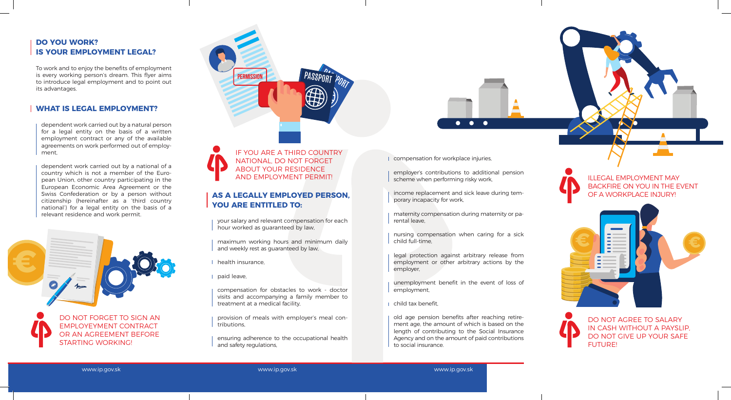## DO YOU WORK? IS YOUR EMPLOYMENT LEGAL?

To work and to enjoy the benefits of employment is every working person's dream. This flyer aims to introduce legal employment and to point out its advantages.

## WHAT IS LEGAL EMPLOYMENT?

dependent work carried out by a natural person for a legal entity on the basis of a written employment contract or any of the available agreements on work performed out of employment,

dependent work carried out by a national of a country which is not a member of the European Union, other country participating in the European Economic Area Agreement or the Swiss Confederation or by a person without citizenship (hereinafter as a 'third country national') for a legal entity on the basis of a relevant residence and work permit.

DO NOT FORGET TO SIGN AN EMPLOYEYMENT CONTRACT OR AN AGREEMENT BEFORE STARTING WORKING!

IF YOU ARE A THIRD COUNTRY NATIONAL, DO NOT FORGET ABOUT YOUR RESIDENCE AND EMPLOYMENT PERMIT!

## AS A LEGALLY EMPLOYED PERSON, YOU ARE ENTITLED TO:

- your salary and relevant compensation for each hour worked as guaranteed by law,
- maximum working hours and minimum daily and weekly rest as guaranteed by law,
- health insurance,
- paid leave,
- compensation for obstacles to work - doctor visits and accompanying a family member to treatment at a medical facility,
- provision of meals with employer's meal contributions,
- ensuring adherence to the occupational health and safety regulations,
- compensation for workplace injuries,
- employer's contributions to additional pension scheme when performing risky work,
- income replacement and sick leave during temporary incapacity for work,
- maternity compensation during maternity or parental leave,
- nursing compensation when caring for a sick child full-time,
- legal protection against arbitrary release from employment or other arbitrary actions by the employer,
- unemployment benefit in the event of loss of employment,
- child tax benefit,
- old age pension benefits after reaching retirement age, the amount of which is based on the length of contributing to the Social Insurance Agency and on the amount of paid contributions to social insurance.

ILLEGAL EMPLOYMENT MAY BACKFIRE ON YOU IN THE EVENT OF A WORKPLACE INJURY!

DO NOT AGREE TO SALARY IN CASH WITHOUT A PAYSLIP, DO NOT GIVE UP YOUR SAFE FUTURE!

www.ip.gov.sk